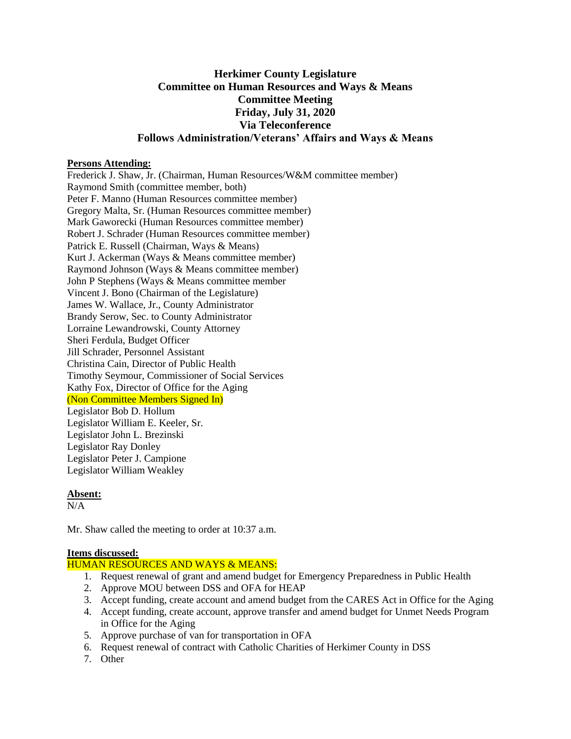# Herkimer County Legislature
# Committee on Human Resources and Ways & Means
## Committee Meeting
## Friday, July 31, 2020
## Via Teleconference
## Follows Administration/Veterans' Affairs and Ways & Means

**Persons Attending:**

Frederick J. Shaw, Jr. (Chairman, Human Resources/W&M committee member)
Raymond Smith (committee member, both)
Peter F. Manno (Human Resources committee member)
Gregory Malta, Sr. (Human Resources committee member)
Mark Gaworecki (Human Resources committee member)
Robert J. Schrader (Human Resources committee member)
Patrick E. Russell (Chairman, Ways & Means)
Kurt J. Ackerman (Ways & Means committee member)
Raymond Johnson (Ways & Means committee member)
John P Stephens (Ways & Means committee member
Vincent J. Bono (Chairman of the Legislature)
James W. Wallace, Jr., County Administrator
Brandy Serow, Sec. to County Administrator
Lorraine Lewandrowski, County Attorney
Sheri Ferdula, Budget Officer
Jill Schrader, Personnel Assistant
Christina Cain, Director of Public Health
Timothy Seymour, Commissioner of Social Services
Kathy Fox, Director of Office for the Aging
(Non Committee Members Signed In)
Legislator Bob D. Hollum
Legislator William E. Keeler, Sr.
Legislator John L. Brezinski
Legislator Ray Donley
Legislator Peter J. Campione
Legislator William Weakley

**Absent:**

N/A

Mr. Shaw called the meeting to order at 10:37 a.m.

**Items discussed:**

HUMAN RESOURCES AND WAYS & MEANS:

1. Request renewal of grant and amend budget for Emergency Preparedness in Public Health
2. Approve MOU between DSS and OFA for HEAP
3. Accept funding, create account and amend budget from the CARES Act in Office for the Aging
4. Accept funding, create account, approve transfer and amend budget for Unmet Needs Program in Office for the Aging
5. Approve purchase of van for transportation in OFA
6. Request renewal of contract with Catholic Charities of Herkimer County in DSS
7. Other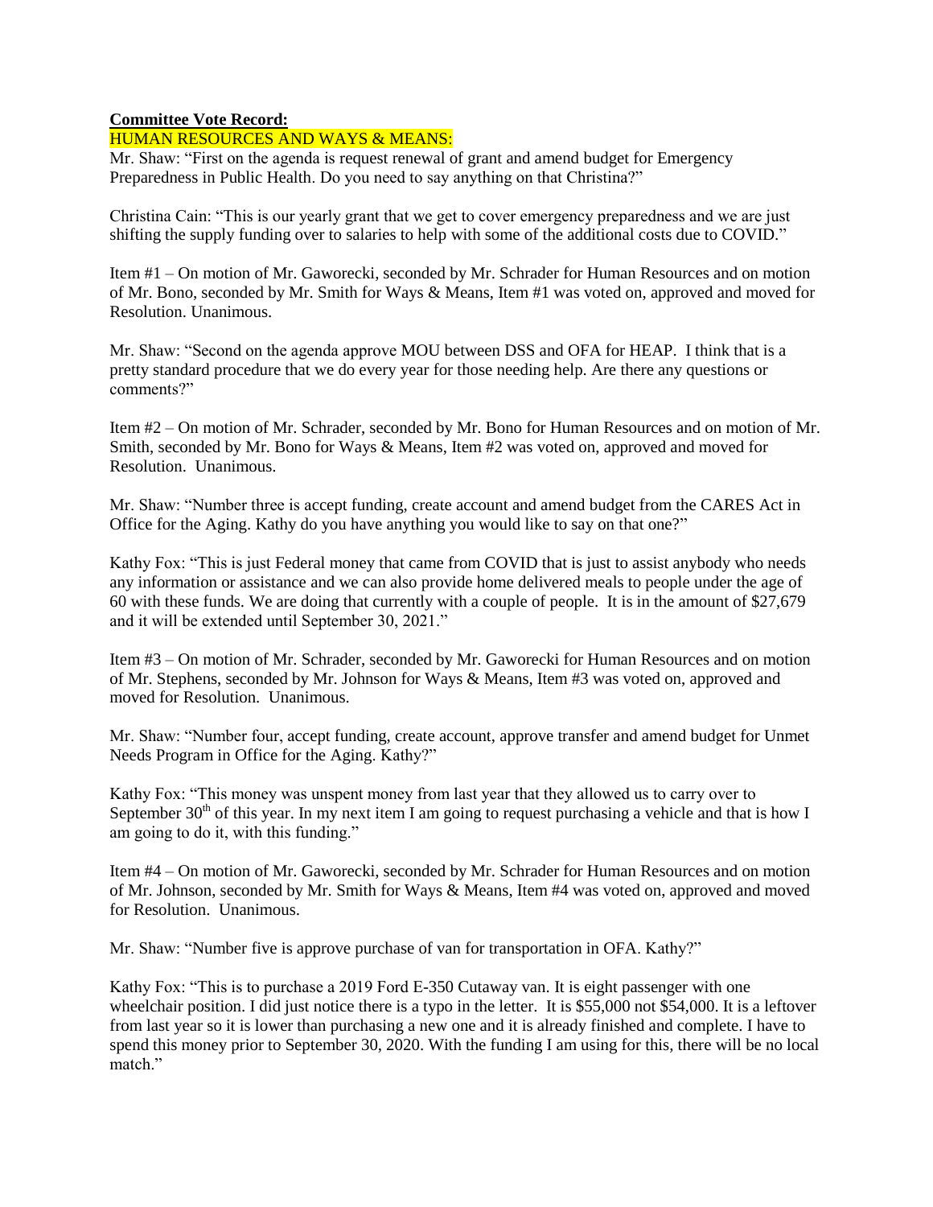**Committee Vote Record:**

HUMAN RESOURCES AND WAYS & MEANS:

Mr. Shaw: "First on the agenda is request renewal of grant and amend budget for Emergency Preparedness in Public Health. Do you need to say anything on that Christina?"

Christina Cain: "This is our yearly grant that we get to cover emergency preparedness and we are just shifting the supply funding over to salaries to help with some of the additional costs due to COVID."

Item #1 – On motion of Mr. Gaworecki, seconded by Mr. Schrader for Human Resources and on motion of Mr. Bono, seconded by Mr. Smith for Ways & Means, Item #1 was voted on, approved and moved for Resolution. Unanimous.

Mr. Shaw: "Second on the agenda approve MOU between DSS and OFA for HEAP. I think that is a pretty standard procedure that we do every year for those needing help. Are there any questions or comments?"

Item #2 – On motion of Mr. Schrader, seconded by Mr. Bono for Human Resources and on motion of Mr. Smith, seconded by Mr. Bono for Ways & Means, Item #2 was voted on, approved and moved for Resolution. Unanimous.

Mr. Shaw: "Number three is accept funding, create account and amend budget from the CARES Act in Office for the Aging. Kathy do you have anything you would like to say on that one?"

Kathy Fox: "This is just Federal money that came from COVID that is just to assist anybody who needs any information or assistance and we can also provide home delivered meals to people under the age of 60 with these funds. We are doing that currently with a couple of people. It is in the amount of $27,679 and it will be extended until September 30, 2021."

Item #3 – On motion of Mr. Schrader, seconded by Mr. Gaworecki for Human Resources and on motion of Mr. Stephens, seconded by Mr. Johnson for Ways & Means, Item #3 was voted on, approved and moved for Resolution. Unanimous.

Mr. Shaw: "Number four, accept funding, create account, approve transfer and amend budget for Unmet Needs Program in Office for the Aging. Kathy?"

Kathy Fox: "This money was unspent money from last year that they allowed us to carry over to September 30th of this year. In my next item I am going to request purchasing a vehicle and that is how I am going to do it, with this funding."

Item #4 – On motion of Mr. Gaworecki, seconded by Mr. Schrader for Human Resources and on motion of Mr. Johnson, seconded by Mr. Smith for Ways & Means, Item #4 was voted on, approved and moved for Resolution. Unanimous.

Mr. Shaw: "Number five is approve purchase of van for transportation in OFA. Kathy?"

Kathy Fox: "This is to purchase a 2019 Ford E-350 Cutaway van. It is eight passenger with one wheelchair position. I did just notice there is a typo in the letter. It is $55,000 not $54,000. It is a leftover from last year so it is lower than purchasing a new one and it is already finished and complete. I have to spend this money prior to September 30, 2020. With the funding I am using for this, there will be no local match."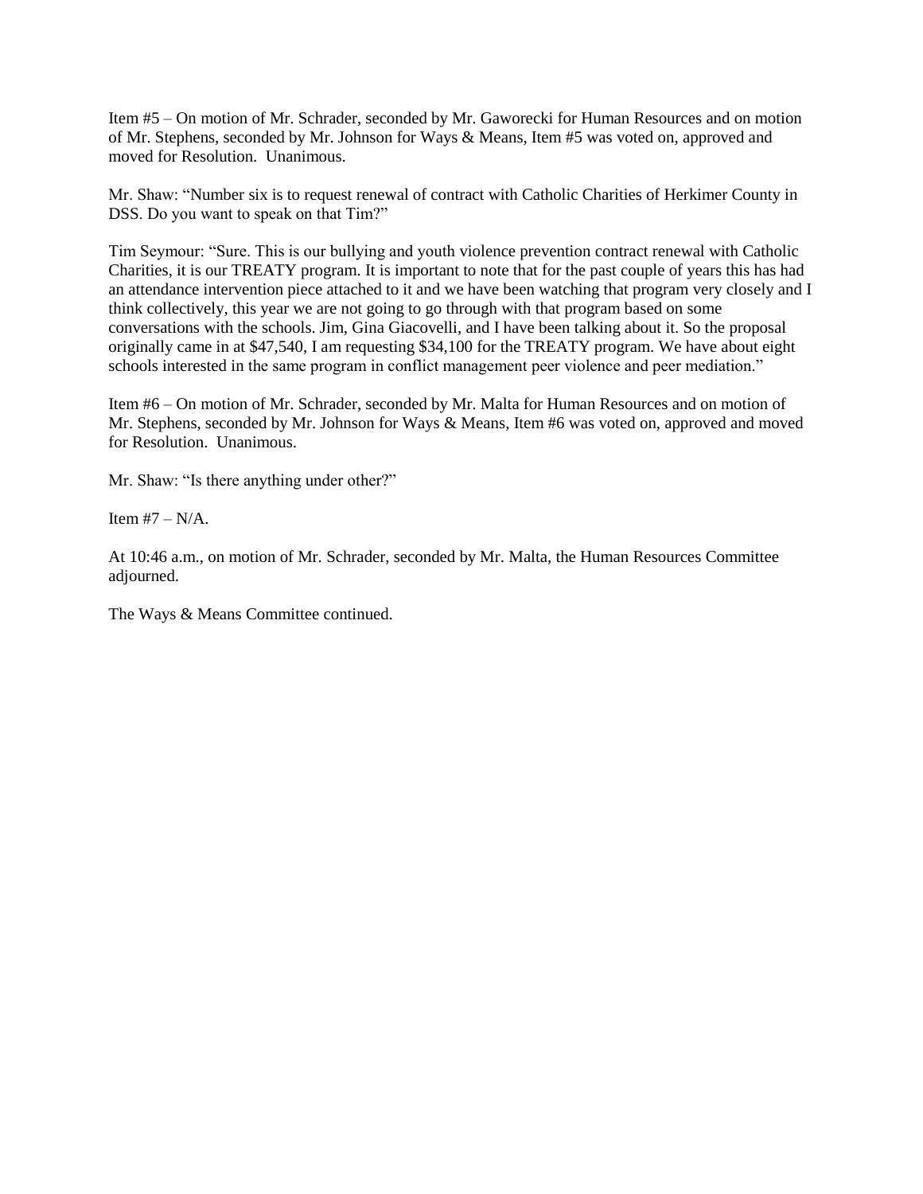Item #5 – On motion of Mr. Schrader, seconded by Mr. Gaworecki for Human Resources and on motion of Mr. Stephens, seconded by Mr. Johnson for Ways & Means, Item #5 was voted on, approved and moved for Resolution. Unanimous.

Mr. Shaw: "Number six is to request renewal of contract with Catholic Charities of Herkimer County in DSS. Do you want to speak on that Tim?"

Tim Seymour: "Sure. This is our bullying and youth violence prevention contract renewal with Catholic Charities, it is our TREATY program. It is important to note that for the past couple of years this has had an attendance intervention piece attached to it and we have been watching that program very closely and I think collectively, this year we are not going to go through with that program based on some conversations with the schools. Jim, Gina Giacovelli, and I have been talking about it. So the proposal originally came in at $47,540, I am requesting $34,100 for the TREATY program. We have about eight schools interested in the same program in conflict management peer violence and peer mediation."

Item #6 – On motion of Mr. Schrader, seconded by Mr. Malta for Human Resources and on motion of Mr. Stephens, seconded by Mr. Johnson for Ways & Means, Item #6 was voted on, approved and moved for Resolution. Unanimous.

Mr. Shaw: "Is there anything under other?"

Item #7 – N/A.

At 10:46 a.m., on motion of Mr. Schrader, seconded by Mr. Malta, the Human Resources Committee adjourned.

The Ways & Means Committee continued.